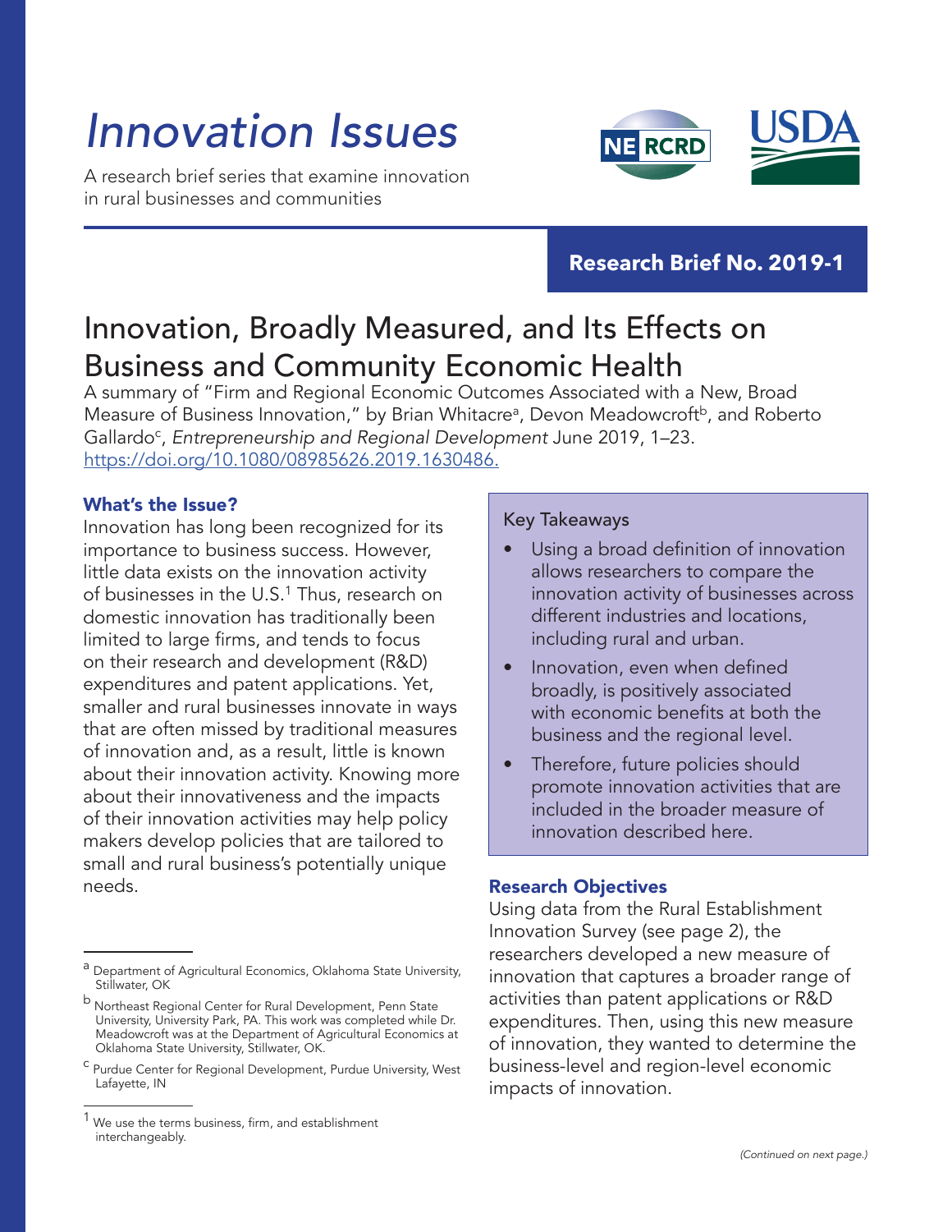# *Innovation Issues*

A research brief series that examine innovation in rural businesses and communities

**Research Brief No. 2019-1**

## Innovation, Broadly Measured, and Its Effects on Business and Community Economic Health

A summary of "Firm and Regional Economic Outcomes Associated with a New, Broad Measure of Business Innovation," by Brian Whitacre[a], Devon Meadowcroft[b], and Roberto Gallardo[c], *Entrepreneurship and Regional Development* June 2019, 1–23. https://doi.org/10.1080/08985626.2019.1630486.

### What's the Issue?

Innovation has long been recognized for its importance to business success. However, little data exists on the innovation activity of businesses in the U.S.[1] Thus, research on domestic innovation has traditionally been limited to large firms, and tends to focus on their research and development (R&D) expenditures and patent applications. Yet, smaller and rural businesses innovate in ways that are often missed by traditional measures of innovation and, as a result, little is known about their innovation activity. Knowing more about their innovativeness and the impacts of their innovation activities may help policy makers develop policies that are tailored to small and rural business's potentially unique needs.

Key Takeaways

- Using a broad definition of innovation allows researchers to compare the innovation activity of businesses across different industries and locations, including rural and urban.
- Innovation, even when defined broadly, is positively associated with economic benefits at both the business and the regional level.
- Therefore, future policies should promote innovation activities that are included in the broader measure of innovation described here.

### Research Objectives

Using data from the Rural Establishment Innovation Survey (see page 2), the researchers developed a new measure of innovation that captures a broader range of activities than patent applications or R&D expenditures. Then, using this new measure of innovation, they wanted to determine the business-level and region-level economic impacts of innovation.

*(Continued on next page.)*

---

[a] Department of Agricultural Economics, Oklahoma State University, Stillwater, OK

[b] Northeast Regional Center for Rural Development, Penn State University, University Park, PA. This work was completed while Dr. Meadowcroft was at the Department of Agricultural Economics at Oklahoma State University, Stillwater, OK.

[c] Purdue Center for Regional Development, Purdue University, West Lafayette, IN

[1] We use the terms business, firm, and establishment interchangeably.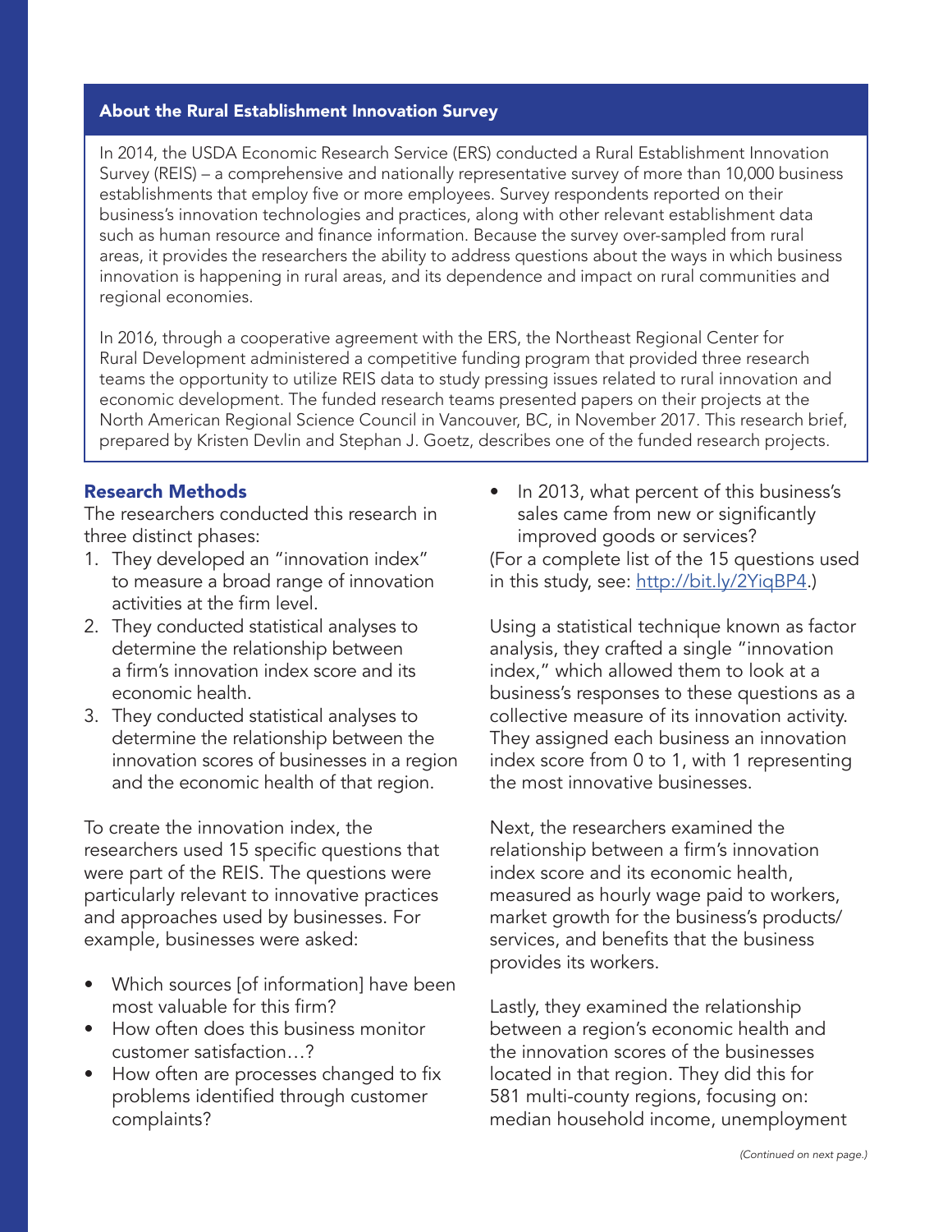## About the Rural Establishment Innovation Survey

In 2014, the USDA Economic Research Service (ERS) conducted a Rural Establishment Innovation Survey (REIS) – a comprehensive and nationally representative survey of more than 10,000 business establishments that employ five or more employees. Survey respondents reported on their business's innovation technologies and practices, along with other relevant establishment data such as human resource and finance information. Because the survey over-sampled from rural areas, it provides the researchers the ability to address questions about the ways in which business innovation is happening in rural areas, and its dependence and impact on rural communities and regional economies.

In 2016, through a cooperative agreement with the ERS, the Northeast Regional Center for Rural Development administered a competitive funding program that provided three research teams the opportunity to utilize REIS data to study pressing issues related to rural innovation and economic development. The funded research teams presented papers on their projects at the North American Regional Science Council in Vancouver, BC, in November 2017. This research brief, prepared by Kristen Devlin and Stephan J. Goetz, describes one of the funded research projects.

### Research Methods

The researchers conducted this research in three distinct phases:

1. They developed an "innovation index" to measure a broad range of innovation activities at the firm level.
2. They conducted statistical analyses to determine the relationship between a firm's innovation index score and its economic health.
3. They conducted statistical analyses to determine the relationship between the innovation scores of businesses in a region and the economic health of that region.

To create the innovation index, the researchers used 15 specific questions that were part of the REIS. The questions were particularly relevant to innovative practices and approaches used by businesses. For example, businesses were asked:

- Which sources [of information] have been most valuable for this firm?
- How often does this business monitor customer satisfaction…?
- How often are processes changed to fix problems identified through customer complaints?
- In 2013, what percent of this business's sales came from new or significantly improved goods or services?

(For a complete list of the 15 questions used in this study, see: http://bit.ly/2YiqBP4.)

Using a statistical technique known as factor analysis, they crafted a single "innovation index," which allowed them to look at a business's responses to these questions as a collective measure of its innovation activity. They assigned each business an innovation index score from 0 to 1, with 1 representing the most innovative businesses.

Next, the researchers examined the relationship between a firm's innovation index score and its economic health, measured as hourly wage paid to workers, market growth for the business's products/services, and benefits that the business provides its workers.

Lastly, they examined the relationship between a region's economic health and the innovation scores of the businesses located in that region. They did this for 581 multi-county regions, focusing on: median household income, unemployment

*(Continued on next page.)*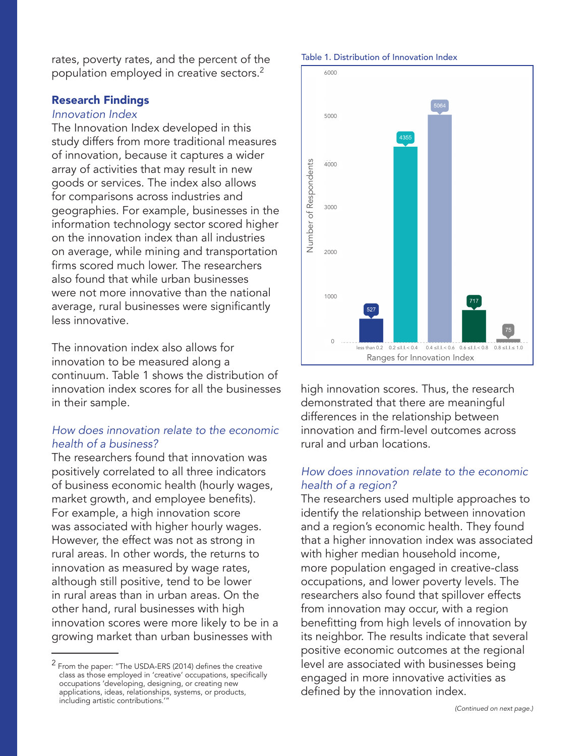rates, poverty rates, and the percent of the population employed in creative sectors.[2]

## Research Findings

*Innovation Index*

The Innovation Index developed in this study differs from more traditional measures of innovation, because it captures a wider array of activities that may result in new goods or services. The index also allows for comparisons across industries and geographies. For example, businesses in the information technology sector scored higher on the innovation index than all industries on average, while mining and transportation firms scored much lower. The researchers also found that while urban businesses were not more innovative than the national average, rural businesses were significantly less innovative.

The innovation index also allows for innovation to be measured along a continuum. Table 1 shows the distribution of innovation index scores for all the businesses in their sample.

Table 1. Distribution of Innovation Index

| Ranges for Innovation Index | Number of Respondents |
|---|---|
| less than 0.2 | 527 |
| 0.2 ≤ I.I. < 0.4 | 4355 |
| 0.4 ≤ I.I. < 0.6 | 5064 |
| 0.6 ≤ I.I. < 0.8 | 717 |
| 0.8 ≤ I.I. ≤ 1.0 | 75 |

*How does innovation relate to the economic health of a business?*

The researchers found that innovation was positively correlated to all three indicators of business economic health (hourly wages, market growth, and employee benefits). For example, a high innovation score was associated with higher hourly wages. However, the effect was not as strong in rural areas. In other words, the returns to innovation as measured by wage rates, although still positive, tend to be lower in rural areas than in urban areas. On the other hand, rural businesses with high innovation scores were more likely to be in a growing market than urban businesses with high innovation scores. Thus, the research demonstrated that there are meaningful differences in the relationship between innovation and firm-level outcomes across rural and urban locations.

*How does innovation relate to the economic health of a region?*

The researchers used multiple approaches to identify the relationship between innovation and a region's economic health. They found that a higher innovation index was associated with higher median household income, more population engaged in creative-class occupations, and lower poverty levels. The researchers also found that spillover effects from innovation may occur, with a region benefitting from high levels of innovation by its neighbor. The results indicate that several positive economic outcomes at the regional level are associated with businesses being engaged in more innovative activities as defined by the innovation index.

*(Continued on next page.)*

---

[2] From the paper: "The USDA-ERS (2014) defines the creative class as those employed in 'creative' occupations, specifically occupations 'developing, designing, or creating new applications, ideas, relationships, systems, or products, including artistic contributions.'"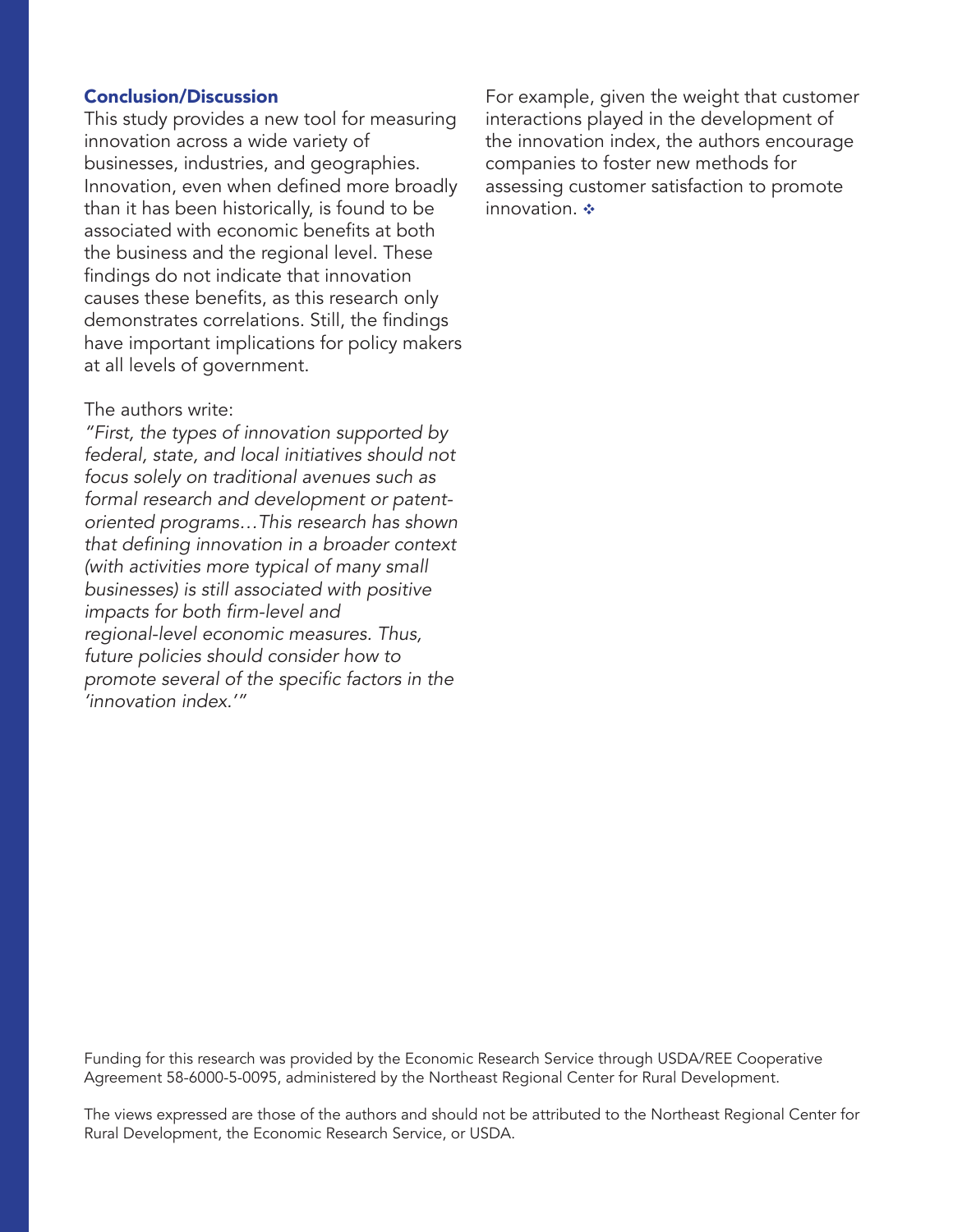## Conclusion/Discussion

This study provides a new tool for measuring innovation across a wide variety of businesses, industries, and geographies. Innovation, even when defined more broadly than it has been historically, is found to be associated with economic benefits at both the business and the regional level. These findings do not indicate that innovation causes these benefits, as this research only demonstrates correlations. Still, the findings have important implications for policy makers at all levels of government.

The authors write:

*"First, the types of innovation supported by federal, state, and local initiatives should not focus solely on traditional avenues such as formal research and development or patent-oriented programs…This research has shown that defining innovation in a broader context (with activities more typical of many small businesses) is still associated with positive impacts for both firm-level and regional-level economic measures. Thus, future policies should consider how to promote several of the specific factors in the 'innovation index.'"*

For example, given the weight that customer interactions played in the development of the innovation index, the authors encourage companies to foster new methods for assessing customer satisfaction to promote innovation. ❖

Funding for this research was provided by the Economic Research Service through USDA/REE Cooperative Agreement 58-6000-5-0095, administered by the Northeast Regional Center for Rural Development.

The views expressed are those of the authors and should not be attributed to the Northeast Regional Center for Rural Development, the Economic Research Service, or USDA.